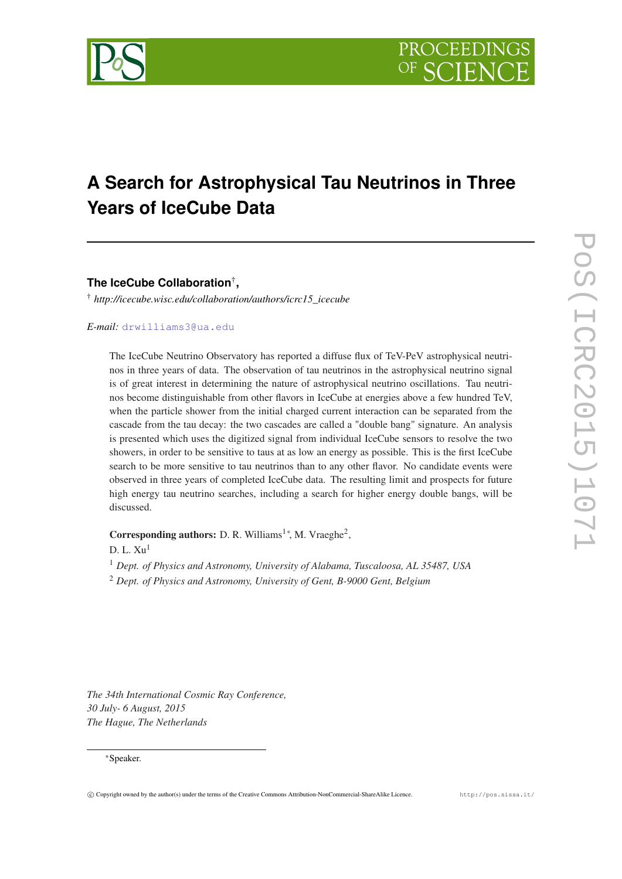# A Search for Astrophysical Tau Neutrinos in Three Years of IceCube Data

**The IceCube Collaboration**[†]**,**

[†] *http://icecube.wisc.edu/collaboration/authors/icrc15_icecube*

*E-mail:* drwilliams3@ua.edu

The IceCube Neutrino Observatory has reported a diffuse flux of TeV-PeV astrophysical neutrinos in three years of data. The observation of tau neutrinos in the astrophysical neutrino signal is of great interest in determining the nature of astrophysical neutrino oscillations. Tau neutrinos become distinguishable from other flavors in IceCube at energies above a few hundred TeV, when the particle shower from the initial charged current interaction can be separated from the cascade from the tau decay: the two cascades are called a "double bang" signature. An analysis is presented which uses the digitized signal from individual IceCube sensors to resolve the two showers, in order to be sensitive to taus at as low an energy as possible. This is the first IceCube search to be more sensitive to tau neutrinos than to any other flavor. No candidate events were observed in three years of completed IceCube data. The resulting limit and prospects for future high energy tau neutrino searches, including a search for higher energy double bangs, will be discussed.

**Corresponding authors:** D. R. Williams[1*], M. Vraeghe[2],
D. L. Xu[1]

[1] *Dept. of Physics and Astronomy, University of Alabama, Tuscaloosa, AL 35487, USA*

[2] *Dept. of Physics and Astronomy, University of Gent, B-9000 Gent, Belgium*

*The 34th International Cosmic Ray Conference,*
*30 July- 6 August, 2015*
*The Hague, The Netherlands*

[*] Speaker.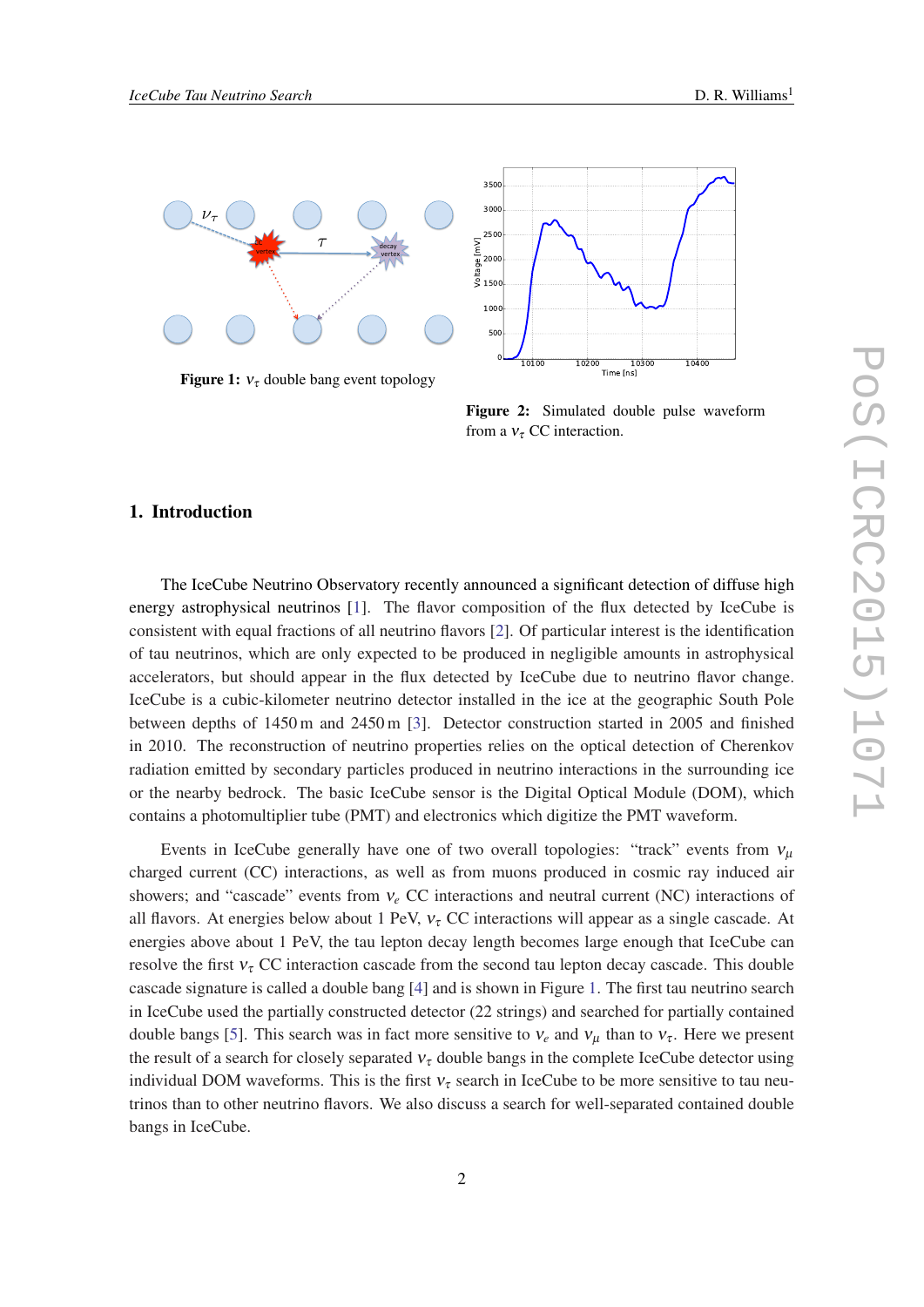Figure 1: $\nu_\tau$ double bang event topology

Figure 2: Simulated double pulse waveform from a $\nu_\tau$ CC interaction.

## 1. Introduction

The IceCube Neutrino Observatory recently announced a significant detection of diffuse high energy astrophysical neutrinos [1]. The flavor composition of the flux detected by IceCube is consistent with equal fractions of all neutrino flavors [2]. Of particular interest is the identification of tau neutrinos, which are only expected to be produced in negligible amounts in astrophysical accelerators, but should appear in the flux detected by IceCube due to neutrino flavor change. IceCube is a cubic-kilometer neutrino detector installed in the ice at the geographic South Pole between depths of 1450 m and 2450 m [3]. Detector construction started in 2005 and finished in 2010. The reconstruction of neutrino properties relies on the optical detection of Cherenkov radiation emitted by secondary particles produced in neutrino interactions in the surrounding ice or the nearby bedrock. The basic IceCube sensor is the Digital Optical Module (DOM), which contains a photomultiplier tube (PMT) and electronics which digitize the PMT waveform.

Events in IceCube generally have one of two overall topologies: "track" events from $\nu_\mu$ charged current (CC) interactions, as well as from muons produced in cosmic ray induced air showers; and "cascade" events from $\nu_e$ CC interactions and neutral current (NC) interactions of all flavors. At energies below about 1 PeV, $\nu_\tau$ CC interactions will appear as a single cascade. At energies above about 1 PeV, the tau lepton decay length becomes large enough that IceCube can resolve the first $\nu_\tau$ CC interaction cascade from the second tau lepton decay cascade. This double cascade signature is called a double bang [4] and is shown in Figure 1. The first tau neutrino search in IceCube used the partially constructed detector (22 strings) and searched for partially contained double bangs [5]. This search was in fact more sensitive to $\nu_e$ and $\nu_\mu$ than to $\nu_\tau$. Here we present the result of a search for closely separated $\nu_\tau$ double bangs in the complete IceCube detector using individual DOM waveforms. This is the first $\nu_\tau$ search in IceCube to be more sensitive to tau neutrinos than to other neutrino flavors. We also discuss a search for well-separated contained double bangs in IceCube.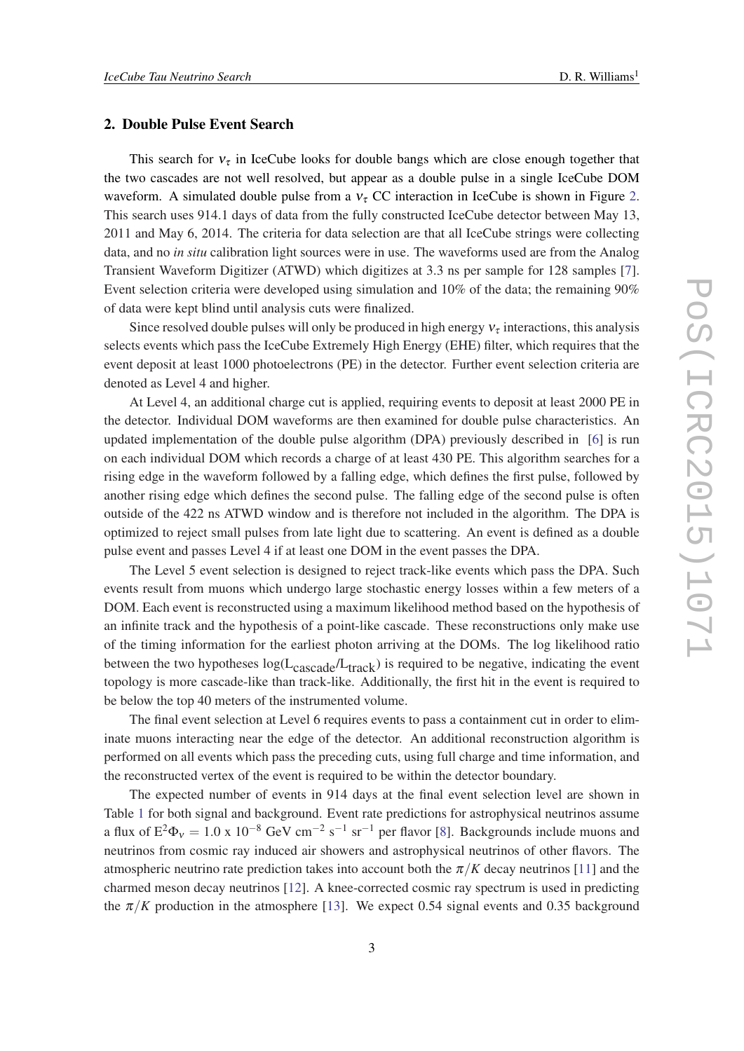## 2. Double Pulse Event Search

This search for $\nu_\tau$ in IceCube looks for double bangs which are close enough together that the two cascades are not well resolved, but appear as a double pulse in a single IceCube DOM waveform. A simulated double pulse from a $\nu_\tau$ CC interaction in IceCube is shown in Figure 2. This search uses 914.1 days of data from the fully constructed IceCube detector between May 13, 2011 and May 6, 2014. The criteria for data selection are that all IceCube strings were collecting data, and no *in situ* calibration light sources were in use. The waveforms used are from the Analog Transient Waveform Digitizer (ATWD) which digitizes at 3.3 ns per sample for 128 samples [7]. Event selection criteria were developed using simulation and 10% of the data; the remaining 90% of data were kept blind until analysis cuts were finalized.

Since resolved double pulses will only be produced in high energy $\nu_\tau$ interactions, this analysis selects events which pass the IceCube Extremely High Energy (EHE) filter, which requires that the event deposit at least 1000 photoelectrons (PE) in the detector. Further event selection criteria are denoted as Level 4 and higher.

At Level 4, an additional charge cut is applied, requiring events to deposit at least 2000 PE in the detector. Individual DOM waveforms are then examined for double pulse characteristics. An updated implementation of the double pulse algorithm (DPA) previously described in [6] is run on each individual DOM which records a charge of at least 430 PE. This algorithm searches for a rising edge in the waveform followed by a falling edge, which defines the first pulse, followed by another rising edge which defines the second pulse. The falling edge of the second pulse is often outside of the 422 ns ATWD window and is therefore not included in the algorithm. The DPA is optimized to reject small pulses from late light due to scattering. An event is defined as a double pulse event and passes Level 4 if at least one DOM in the event passes the DPA.

The Level 5 event selection is designed to reject track-like events which pass the DPA. Such events result from muons which undergo large stochastic energy losses within a few meters of a DOM. Each event is reconstructed using a maximum likelihood method based on the hypothesis of an infinite track and the hypothesis of a point-like cascade. These reconstructions only make use of the timing information for the earliest photon arriving at the DOMs. The log likelihood ratio between the two hypotheses $\log(L_{\text{cascade}}/L_{\text{track}})$ is required to be negative, indicating the event topology is more cascade-like than track-like. Additionally, the first hit in the event is required to be below the top 40 meters of the instrumented volume.

The final event selection at Level 6 requires events to pass a containment cut in order to eliminate muons interacting near the edge of the detector. An additional reconstruction algorithm is performed on all events which pass the preceding cuts, using full charge and time information, and the reconstructed vertex of the event is required to be within the detector boundary.

The expected number of events in 914 days at the final event selection level are shown in Table 1 for both signal and background. Event rate predictions for astrophysical neutrinos assume a flux of $E^2\Phi_\nu = 1.0 \times 10^{-8}$ GeV cm$^{-2}$ s$^{-1}$ sr$^{-1}$ per flavor [8]. Backgrounds include muons and neutrinos from cosmic ray induced air showers and astrophysical neutrinos of other flavors. The atmospheric neutrino rate prediction takes into account both the $\pi/K$ decay neutrinos [11] and the charmed meson decay neutrinos [12]. A knee-corrected cosmic ray spectrum is used in predicting the $\pi/K$ production in the atmosphere [13]. We expect 0.54 signal events and 0.35 background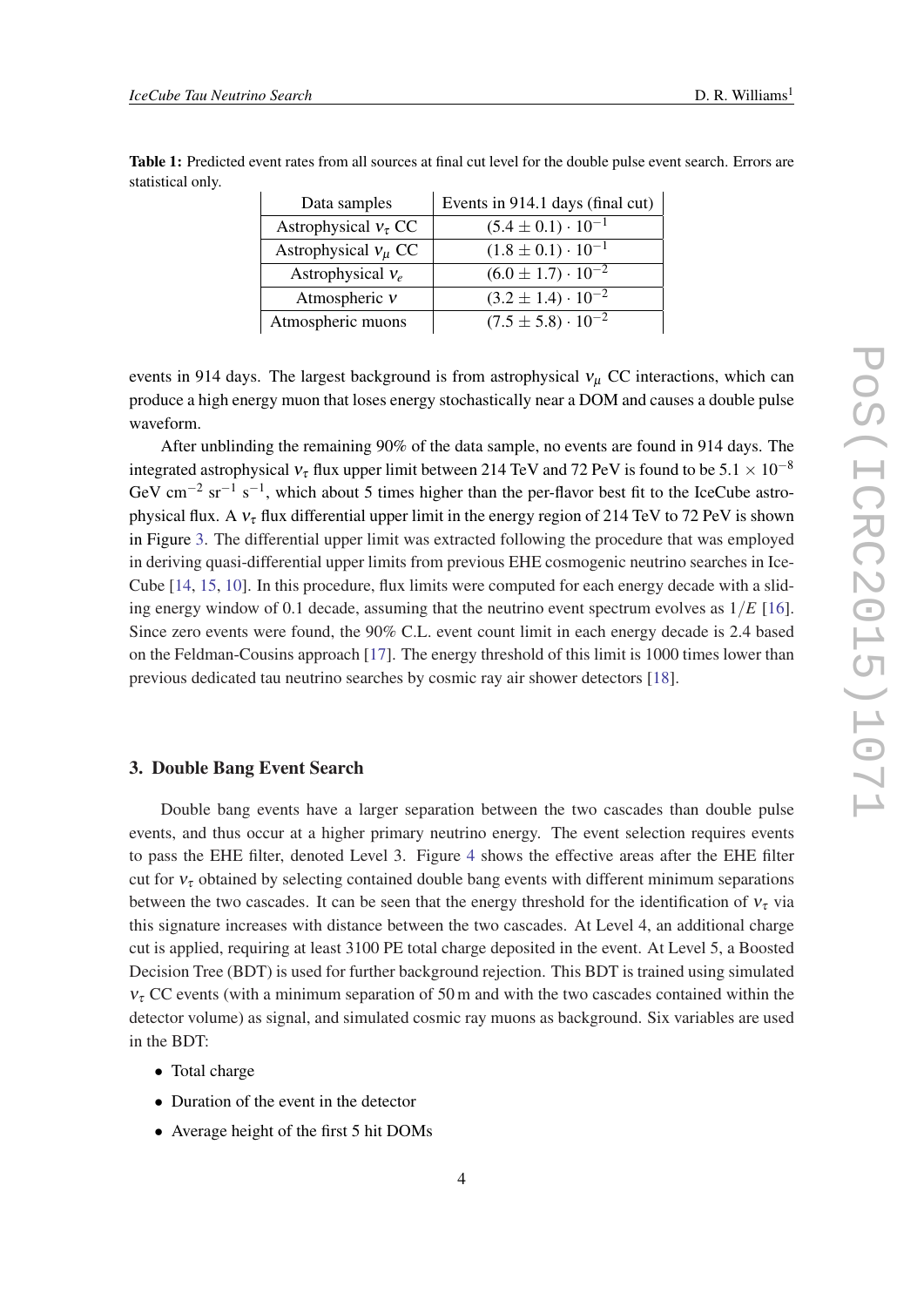**Table 1:** Predicted event rates from all sources at final cut level for the double pulse event search. Errors are statistical only.

| Data samples | Events in 914.1 days (final cut) |
|---|---|
| Astrophysical $\nu_\tau$ CC | $(5.4 \pm 0.1) \cdot 10^{-1}$ |
| Astrophysical $\nu_\mu$ CC | $(1.8 \pm 0.1) \cdot 10^{-1}$ |
| Astrophysical $\nu_e$ | $(6.0 \pm 1.7) \cdot 10^{-2}$ |
| Atmospheric $\nu$ | $(3.2 \pm 1.4) \cdot 10^{-2}$ |
| Atmospheric muons | $(7.5 \pm 5.8) \cdot 10^{-2}$ |

events in 914 days. The largest background is from astrophysical $\nu_\mu$ CC interactions, which can produce a high energy muon that loses energy stochastically near a DOM and causes a double pulse waveform.

After unblinding the remaining 90% of the data sample, no events are found in 914 days. The integrated astrophysical $\nu_\tau$ flux upper limit between 214 TeV and 72 PeV is found to be $5.1 \times 10^{-8}$ GeV cm$^{-2}$ sr$^{-1}$ s$^{-1}$, which about 5 times higher than the per-flavor best fit to the IceCube astrophysical flux. A $\nu_\tau$ flux differential upper limit in the energy region of 214 TeV to 72 PeV is shown in Figure 3. The differential upper limit was extracted following the procedure that was employed in deriving quasi-differential upper limits from previous EHE cosmogenic neutrino searches in IceCube [14, 15, 10]. In this procedure, flux limits were computed for each energy decade with a sliding energy window of 0.1 decade, assuming that the neutrino event spectrum evolves as $1/E$ [16]. Since zero events were found, the 90% C.L. event count limit in each energy decade is 2.4 based on the Feldman-Cousins approach [17]. The energy threshold of this limit is 1000 times lower than previous dedicated tau neutrino searches by cosmic ray air shower detectors [18].

## 3. Double Bang Event Search

Double bang events have a larger separation between the two cascades than double pulse events, and thus occur at a higher primary neutrino energy. The event selection requires events to pass the EHE filter, denoted Level 3. Figure 4 shows the effective areas after the EHE filter cut for $\nu_\tau$ obtained by selecting contained double bang events with different minimum separations between the two cascades. It can be seen that the energy threshold for the identification of $\nu_\tau$ via this signature increases with distance between the two cascades. At Level 4, an additional charge cut is applied, requiring at least 3100 PE total charge deposited in the event. At Level 5, a Boosted Decision Tree (BDT) is used for further background rejection. This BDT is trained using simulated $\nu_\tau$ CC events (with a minimum separation of 50 m and with the two cascades contained within the detector volume) as signal, and simulated cosmic ray muons as background. Six variables are used in the BDT:

- Total charge
- Duration of the event in the detector
- Average height of the first 5 hit DOMs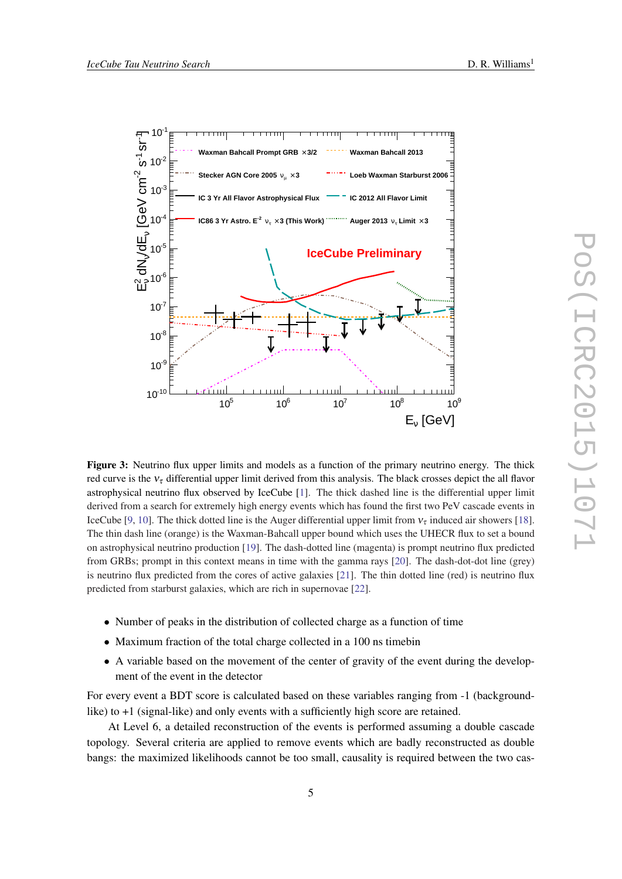**Figure 3:** Neutrino flux upper limits and models as a function of the primary neutrino energy. The thick red curve is the $\nu_\tau$ differential upper limit derived from this analysis. The black crosses depict the all flavor astrophysical neutrino flux observed by IceCube [1]. The thick dashed line is the differential upper limit derived from a search for extremely high energy events which has found the first two PeV cascade events in IceCube [9, 10]. The thick dotted line is the Auger differential upper limit from $\nu_\tau$ induced air showers [18]. The thin dash line (orange) is the Waxman-Bahcall upper bound which uses the UHECR flux to set a bound on astrophysical neutrino production [19]. The dash-dotted line (magenta) is prompt neutrino flux predicted from GRBs; prompt in this context means in time with the gamma rays [20]. The dash-dot-dot line (grey) is neutrino flux predicted from the cores of active galaxies [21]. The thin dotted line (red) is neutrino flux predicted from starburst galaxies, which are rich in supernovae [22].

- Number of peaks in the distribution of collected charge as a function of time
- Maximum fraction of the total charge collected in a 100 ns timebin
- A variable based on the movement of the center of gravity of the event during the development of the event in the detector

For every event a BDT score is calculated based on these variables ranging from -1 (background-like) to +1 (signal-like) and only events with a sufficiently high score are retained.

At Level 6, a detailed reconstruction of the events is performed assuming a double cascade topology. Several criteria are applied to remove events which are badly reconstructed as double bangs: the maximized likelihoods cannot be too small, causality is required between the two cas-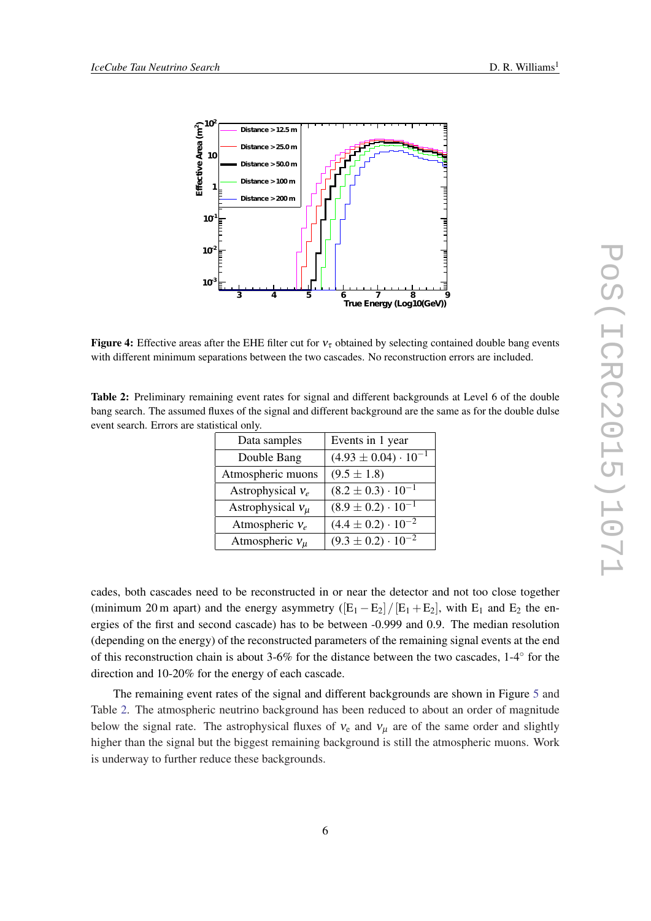**Figure 4:** Effective areas after the EHE filter cut for $\nu_\tau$ obtained by selecting contained double bang events with different minimum separations between the two cascades. No reconstruction errors are included.

**Table 2:** Preliminary remaining event rates for signal and different backgrounds at Level 6 of the double bang search. The assumed fluxes of the signal and different background are the same as for the double dulse event search. Errors are statistical only.

| Data samples | Events in 1 year |
|---|---|
| Double Bang | $(4.93 \pm 0.04) \cdot 10^{-1}$ |
| Atmospheric muons | $(9.5 \pm 1.8)$ |
| Astrophysical $\nu_e$ | $(8.2 \pm 0.3) \cdot 10^{-1}$ |
| Astrophysical $\nu_\mu$ | $(8.9 \pm 0.2) \cdot 10^{-1}$ |
| Atmospheric $\nu_e$ | $(4.4 \pm 0.2) \cdot 10^{-2}$ |
| Atmospheric $\nu_\mu$ | $(9.3 \pm 0.2) \cdot 10^{-2}$ |

cades, both cascades need to be reconstructed in or near the detector and not too close together (minimum 20 m apart) and the energy asymmetry ($[E_1 - E_2] / [E_1 + E_2]$, with $E_1$ and $E_2$ the energies of the first and second cascade) has to be between -0.999 and 0.9. The median resolution (depending on the energy) of the reconstructed parameters of the remaining signal events at the end of this reconstruction chain is about 3-6% for the distance between the two cascades, 1-4° for the direction and 10-20% for the energy of each cascade.

The remaining event rates of the signal and different backgrounds are shown in Figure 5 and Table 2. The atmospheric neutrino background has been reduced to about an order of magnitude below the signal rate. The astrophysical fluxes of $\nu_e$ and $\nu_\mu$ are of the same order and slightly higher than the signal but the biggest remaining background is still the atmospheric muons. Work is underway to further reduce these backgrounds.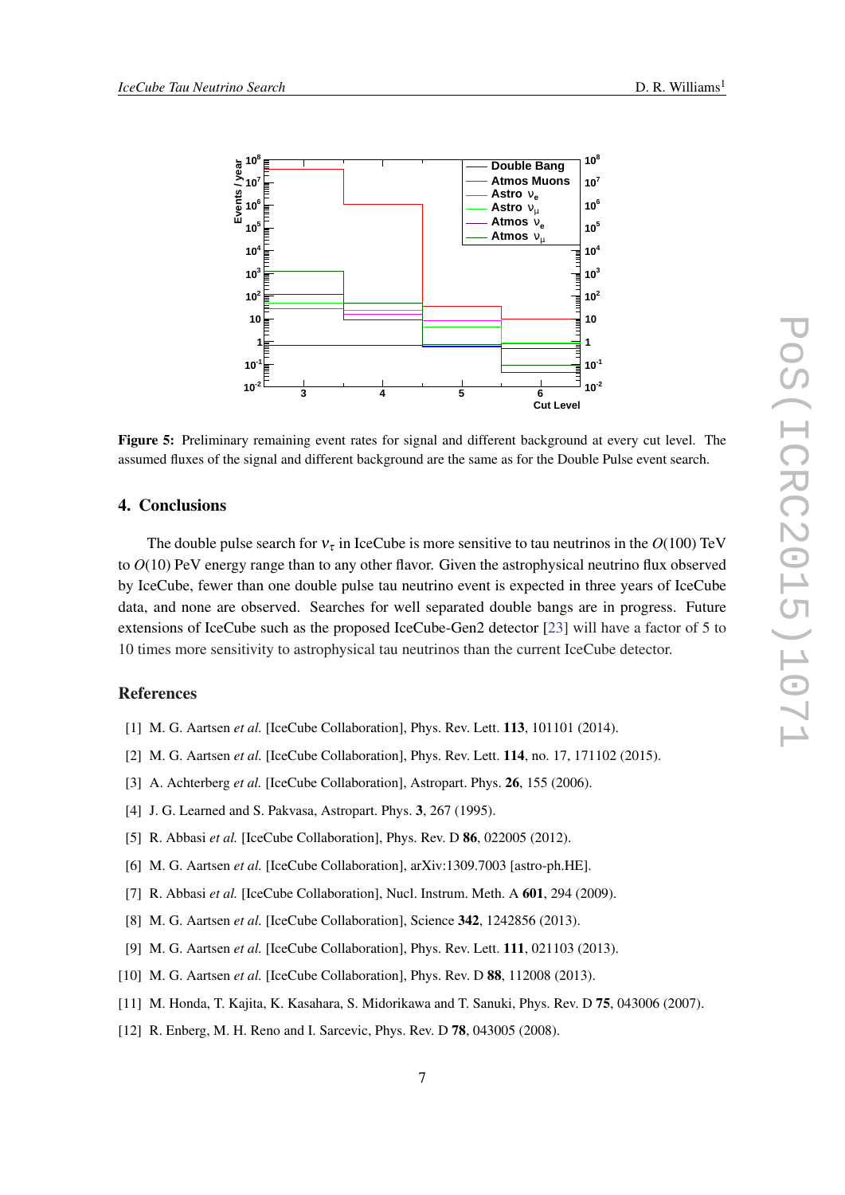**Figure 5:** Preliminary remaining event rates for signal and different background at every cut level. The assumed fluxes of the signal and different background are the same as for the Double Pulse event search.

## 4. Conclusions

The double pulse search for $\nu_\tau$ in IceCube is more sensitive to tau neutrinos in the $O(100)$ TeV to $O(10)$ PeV energy range than to any other flavor. Given the astrophysical neutrino flux observed by IceCube, fewer than one double pulse tau neutrino event is expected in three years of IceCube data, and none are observed. Searches for well separated double bangs are in progress. Future extensions of IceCube such as the proposed IceCube-Gen2 detector [23] will have a factor of 5 to 10 times more sensitivity to astrophysical tau neutrinos than the current IceCube detector.

## References

[1] M. G. Aartsen *et al.* [IceCube Collaboration], Phys. Rev. Lett. **113**, 101101 (2014).

[2] M. G. Aartsen *et al.* [IceCube Collaboration], Phys. Rev. Lett. **114**, no. 17, 171102 (2015).

[3] A. Achterberg *et al.* [IceCube Collaboration], Astropart. Phys. **26**, 155 (2006).

[4] J. G. Learned and S. Pakvasa, Astropart. Phys. **3**, 267 (1995).

[5] R. Abbasi *et al.* [IceCube Collaboration], Phys. Rev. D **86**, 022005 (2012).

[6] M. G. Aartsen *et al.* [IceCube Collaboration], arXiv:1309.7003 [astro-ph.HE].

[7] R. Abbasi *et al.* [IceCube Collaboration], Nucl. Instrum. Meth. A **601**, 294 (2009).

[8] M. G. Aartsen *et al.* [IceCube Collaboration], Science **342**, 1242856 (2013).

[9] M. G. Aartsen *et al.* [IceCube Collaboration], Phys. Rev. Lett. **111**, 021103 (2013).

[10] M. G. Aartsen *et al.* [IceCube Collaboration], Phys. Rev. D **88**, 112008 (2013).

[11] M. Honda, T. Kajita, K. Kasahara, S. Midorikawa and T. Sanuki, Phys. Rev. D **75**, 043006 (2007).

[12] R. Enberg, M. H. Reno and I. Sarcevic, Phys. Rev. D **78**, 043005 (2008).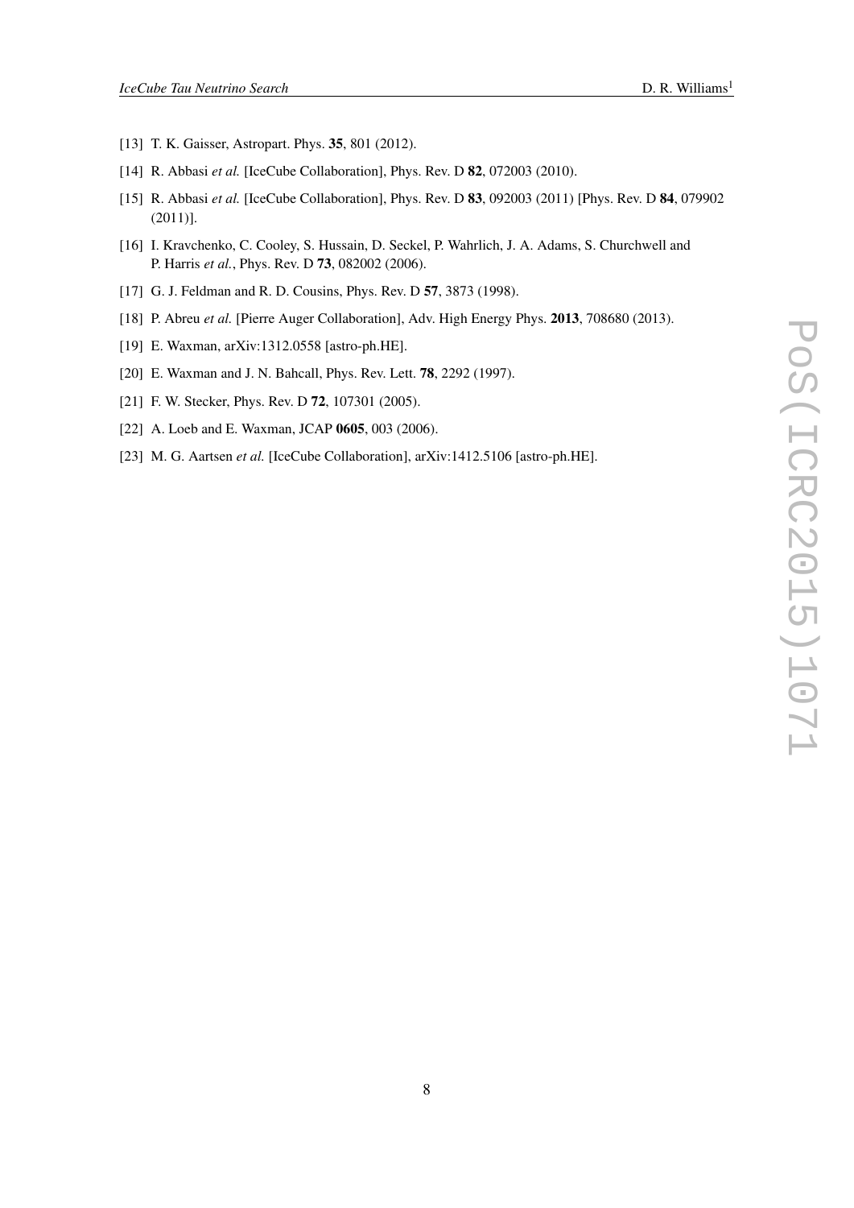[13] T. K. Gaisser, Astropart. Phys. **35**, 801 (2012).

[14] R. Abbasi *et al.* [IceCube Collaboration], Phys. Rev. D **82**, 072003 (2010).

[15] R. Abbasi *et al.* [IceCube Collaboration], Phys. Rev. D **83**, 092003 (2011) [Phys. Rev. D **84**, 079902 (2011)].

[16] I. Kravchenko, C. Cooley, S. Hussain, D. Seckel, P. Wahrlich, J. A. Adams, S. Churchwell and P. Harris *et al.*, Phys. Rev. D **73**, 082002 (2006).

[17] G. J. Feldman and R. D. Cousins, Phys. Rev. D **57**, 3873 (1998).

[18] P. Abreu *et al.* [Pierre Auger Collaboration], Adv. High Energy Phys. **2013**, 708680 (2013).

[19] E. Waxman, arXiv:1312.0558 [astro-ph.HE].

[20] E. Waxman and J. N. Bahcall, Phys. Rev. Lett. **78**, 2292 (1997).

[21] F. W. Stecker, Phys. Rev. D **72**, 107301 (2005).

[22] A. Loeb and E. Waxman, JCAP **0605**, 003 (2006).

[23] M. G. Aartsen *et al.* [IceCube Collaboration], arXiv:1412.5106 [astro-ph.HE].